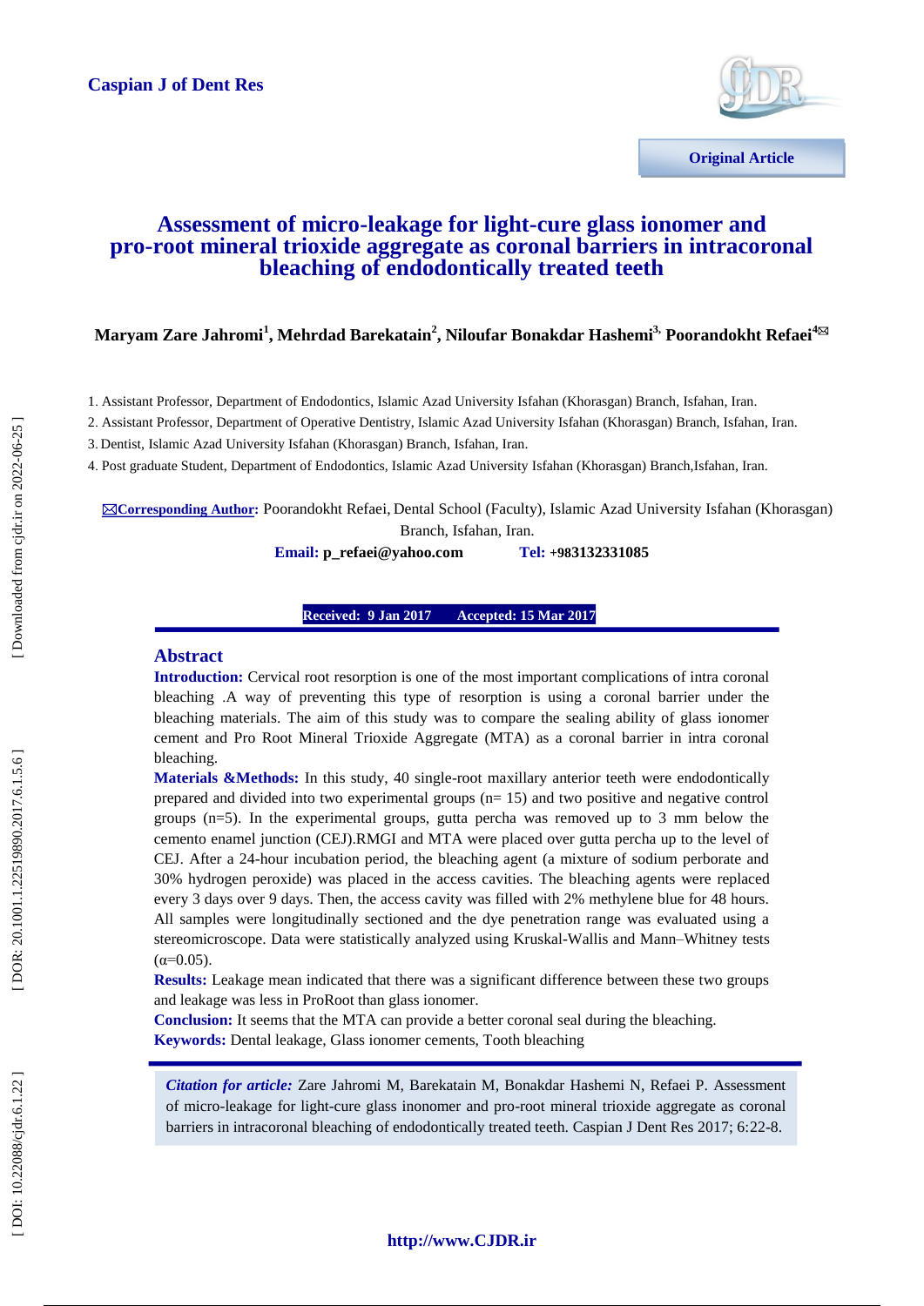Caspian J of Dent Res

Original Article

# Assessment of micro-leakage for light-cure glass ionomer and pro-root mineral trioxide aggregate as coronal barriers in intracoronal bleaching of endodontically treated teeth

**Maryam Zare Jahromi[1], Mehrdad Barekatain[2], Niloufar Bonakdar Hashemi[3], Poorandokht Refaei[4]✉**

1. Assistant Professor, Department of Endodontics, Islamic Azad University Isfahan (Khorasgan) Branch, Isfahan, Iran.
2. Assistant Professor, Department of Operative Dentistry, Islamic Azad University Isfahan (Khorasgan) Branch, Isfahan, Iran.
3. Dentist, Islamic Azad University Isfahan (Khorasgan) Branch, Isfahan, Iran.
4. Post graduate Student, Department of Endodontics, Islamic Azad University Isfahan (Khorasgan) Branch,Isfahan, Iran.

✉**Corresponding Author:** Poorandokht Refaei, Dental School (Faculty), Islamic Azad University Isfahan (Khorasgan) Branch, Isfahan, Iran.

**Email:** p_refaei@yahoo.com **Tel:** +983132331085

**Received: 9 Jan 2017 Accepted: 15 Mar 2017**

## Abstract

**Introduction:** Cervical root resorption is one of the most important complications of intra coronal bleaching .A way of preventing this type of resorption is using a coronal barrier under the bleaching materials. The aim of this study was to compare the sealing ability of glass ionomer cement and Pro Root Mineral Trioxide Aggregate (MTA) as a coronal barrier in intra coronal bleaching.

**Materials &Methods:** In this study, 40 single-root maxillary anterior teeth were endodontically prepared and divided into two experimental groups (n= 15) and two positive and negative control groups (n=5). In the experimental groups, gutta percha was removed up to 3 mm below the cemento enamel junction (CEJ).RMGI and MTA were placed over gutta percha up to the level of CEJ. After a 24-hour incubation period, the bleaching agent (a mixture of sodium perborate and 30% hydrogen peroxide) was placed in the access cavities. The bleaching agents were replaced every 3 days over 9 days. Then, the access cavity was filled with 2% methylene blue for 48 hours. All samples were longitudinally sectioned and the dye penetration range was evaluated using a stereomicroscope. Data were statistically analyzed using Kruskal-Wallis and Mann–Whitney tests ($\alpha$=0.05).

**Results:** Leakage mean indicated that there was a significant difference between these two groups and leakage was less in ProRoot than glass ionomer.

**Conclusion:** It seems that the MTA can provide a better coronal seal during the bleaching.

**Keywords:** Dental leakage, Glass ionomer cements, Tooth bleaching

*Citation for article:* Zare Jahromi M, Barekatain M, Bonakdar Hashemi N, Refaei P. Assessment of micro-leakage for light-cure glass inonomer and pro-root mineral trioxide aggregate as coronal barriers in intracoronal bleaching of endodontically treated teeth. Caspian J Dent Res 2017; 6:22-8.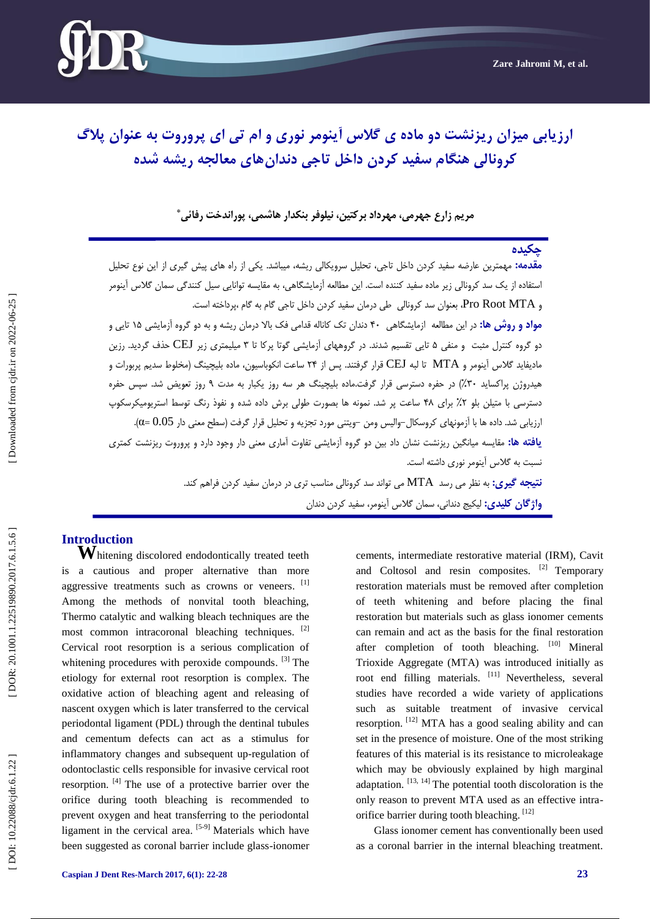# ارزیابی میزان ریزنشت دو ماده ی گلاس آینومر نوری و ام تی ای پرووت به عنوان پلاگ کرونالی هنگام سفید کردن داخل تاجی دندان‌های معالجه ریشه شده

**مریم زارع جهرمی، مهرداد برکتین، نیلوفر بنکدار هاشمی، پوراندخت رفائی***

## چکیده

**مقدمه:** مهمترین عارضه سفید کردن داخل تاجی، تحلیل سرویکالی ریشه، میباشد. یکی از راه های پیش گیری از این نوع تحلیل استفاده از یک سد کرونالی زیر ماده سفید کننده است. این مطالعه آزمایشگاهی، به مقایسه توانایی سیل کنندگی سمان گلاس آینومر و Pro Root MTA، بعنوان سد کرونالی طی درمان سفید کردن داخل تاجی گام به گام ،پرداخته است.

**مواد و روش ها:** در این مطالعه ازمایشگاهی ۴۰ دندان تک کاناله قدامی فک بالا درمان ریشه و به دو گروه آزمایشی ۱۵ تایی و دو گروه کنترل مثبت و منفی ۵ تایی تقسیم شدند. در گروههای آزمایشی گوتا پرکا تا ۳ میلیمتری زیر CEJ حذف گردید. رزین مادیفاید گلاس آینومر و MTA تا لبه CEJ قرار گرفتند. پس از ۲۴ ساعت انکوباسیون، ماده بلیچینگ (مخلوط سدیم پربورات و هیدروژن پراکساید ۳۰٪) در حفره دسترسی قرار گرفت.ماده بلیچینگ هر سه روز یکبار به مدت ۹ روز تعویض شد. سپس حفره دسترسی با متیلن بلو ۲٪ برای ۴۸ ساعت پر شد. نمونه ها بصورت طولی برش داده شده و نفوذ رنگ توسط استریومیکرسکوپ ارزیابی شد. داده ها با آزمونهای کروسکال–والیس ومن –ویتنی مورد تجزیه و تحلیل قرار گرفت (سطح معنی دار 0.05 =α).

**یافته ها:** مقایسه میانگین ریزنشت نشان داد بین دو گروه آزمایشی تفاوت آماری معنی دار وجود دارد و پرووت ریزنشت کمتری نسبت به گلاس آینومر نوری داشته است.

**نتیجه گیری:** به نظر می رسد MTA می تواند سد کرونالی مناسب تری در درمان سفید کردن فراهم کند.

**واژگان کلیدی:** لیکیج دندانی، سمان گلاس آینومر، سفید کردن دندان

## Introduction

Whitening discolored endodontically treated teeth is a cautious and proper alternative than more aggressive treatments such as crowns or veneers. [1] Among the methods of nonvital tooth bleaching, Thermo catalytic and walking bleach techniques are the most common intracoronal bleaching techniques. [2] Cervical root resorption is a serious complication of whitening procedures with peroxide compounds. [3] The etiology for external root resorption is complex. The oxidative action of bleaching agent and releasing of nascent oxygen which is later transferred to the cervical periodontal ligament (PDL) through the dentinal tubules and cementum defects can act as a stimulus for inflammatory changes and subsequent up-regulation of odontoclastic cells responsible for invasive cervical root resorption. [4] The use of a protective barrier over the orifice during tooth bleaching is recommended to prevent oxygen and heat transferring to the periodontal ligament in the cervical area. [5-9] Materials which have been suggested as coronal barrier include glass-ionomer cements, intermediate restorative material (IRM), Cavit and Coltosol and resin composites. [2] Temporary restoration materials must be removed after completion of teeth whitening and before placing the final restoration but materials such as glass ionomer cements can remain and act as the basis for the final restoration after completion of tooth bleaching. [10] Mineral Trioxide Aggregate (MTA) was introduced initially as root end filling materials. [11] Nevertheless, several studies have recorded a wide variety of applications such as suitable treatment of invasive cervical resorption. [12] MTA has a good sealing ability and can set in the presence of moisture. One of the most striking features of this material is its resistance to microleakage which may be obviously explained by high marginal adaptation. [13, 14] The potential tooth discoloration is the only reason to prevent MTA used as an effective intra-orifice barrier during tooth bleaching. [12]

Glass ionomer cement has conventionally been used as a coronal barrier in the internal bleaching treatment.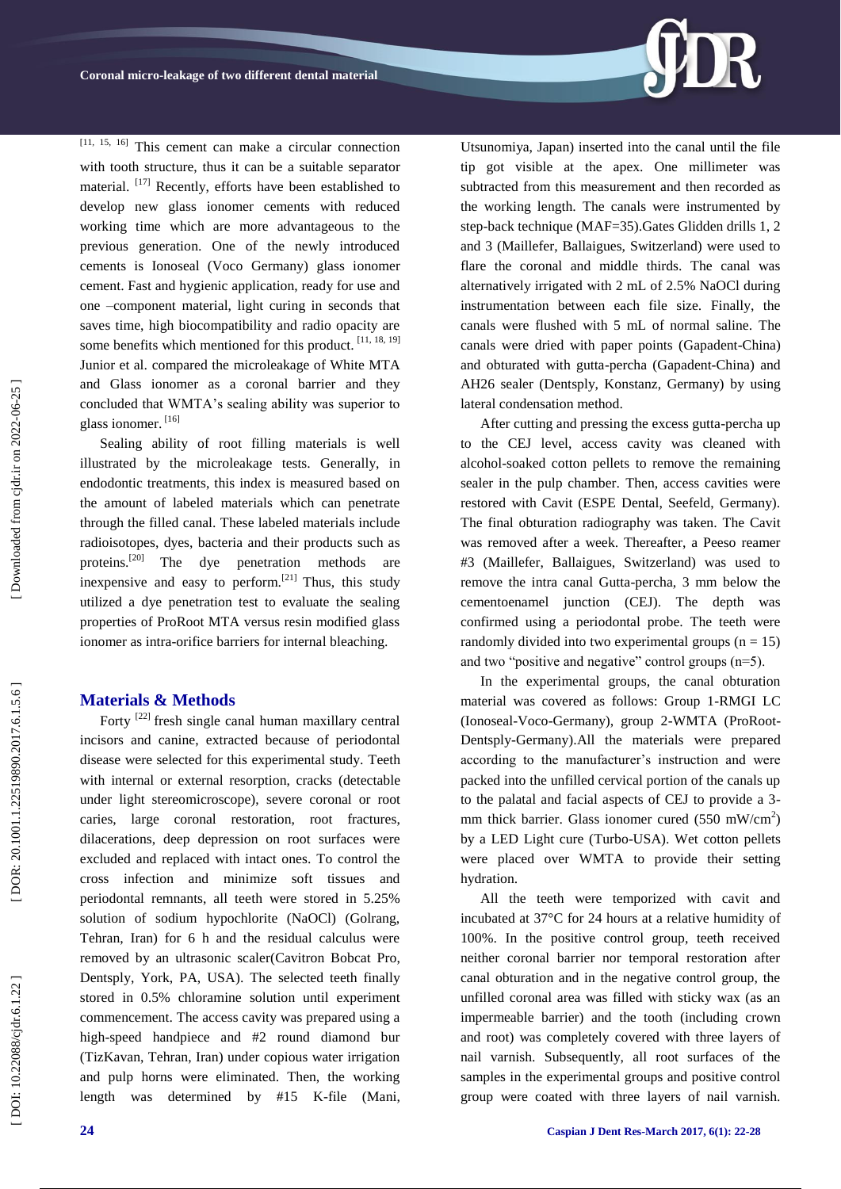[11, 15, 16] This cement can make a circular connection with tooth structure, thus it can be a suitable separator material. [17] Recently, efforts have been established to develop new glass ionomer cements with reduced working time which are more advantageous to the previous generation. One of the newly introduced cements is Ionoseal (Voco Germany) glass ionomer cement. Fast and hygienic application, ready for use and one –component material, light curing in seconds that saves time, high biocompatibility and radio opacity are some benefits which mentioned for this product. [11, 18, 19] Junior et al. compared the microleakage of White MTA and Glass ionomer as a coronal barrier and they concluded that WMTA's sealing ability was superior to glass ionomer. [16]

Sealing ability of root filling materials is well illustrated by the microleakage tests. Generally, in endodontic treatments, this index is measured based on the amount of labeled materials which can penetrate through the filled canal. These labeled materials include radioisotopes, dyes, bacteria and their products such as proteins.[20] The dye penetration methods are inexpensive and easy to perform.[21] Thus, this study utilized a dye penetration test to evaluate the sealing properties of ProRoot MTA versus resin modified glass ionomer as intra-orifice barriers for internal bleaching.

## Materials & Methods

Forty [22] fresh single canal human maxillary central incisors and canine, extracted because of periodontal disease were selected for this experimental study. Teeth with internal or external resorption, cracks (detectable under light stereomicroscope), severe coronal or root caries, large coronal restoration, root fractures, dilacerations, deep depression on root surfaces were excluded and replaced with intact ones. To control the cross infection and minimize soft tissues and periodontal remnants, all teeth were stored in 5.25% solution of sodium hypochlorite (NaOCl) (Golrang, Tehran, Iran) for 6 h and the residual calculus were removed by an ultrasonic scaler(Cavitron Bobcat Pro, Dentsply, York, PA, USA). The selected teeth finally stored in 0.5% chloramine solution until experiment commencement. The access cavity was prepared using a high-speed handpiece and #2 round diamond bur (TizKavan, Tehran, Iran) under copious water irrigation and pulp horns were eliminated. Then, the working length was determined by #15 K-file (Mani, Utsunomiya, Japan) inserted into the canal until the file tip got visible at the apex. One millimeter was subtracted from this measurement and then recorded as the working length. The canals were instrumented by step-back technique (MAF=35).Gates Glidden drills 1, 2 and 3 (Maillefer, Ballaigues, Switzerland) were used to flare the coronal and middle thirds. The canal was alternatively irrigated with 2 mL of 2.5% NaOCl during instrumentation between each file size. Finally, the canals were flushed with 5 mL of normal saline. The canals were dried with paper points (Gapadent-China) and obturated with gutta-percha (Gapadent-China) and AH26 sealer (Dentsply, Konstanz, Germany) by using lateral condensation method.

After cutting and pressing the excess gutta-percha up to the CEJ level, access cavity was cleaned with alcohol-soaked cotton pellets to remove the remaining sealer in the pulp chamber. Then, access cavities were restored with Cavit (ESPE Dental, Seefeld, Germany). The final obturation radiography was taken. The Cavit was removed after a week. Thereafter, a Peeso reamer #3 (Maillefer, Ballaigues, Switzerland) was used to remove the intra canal Gutta-percha, 3 mm below the cementoenamel junction (CEJ). The depth was confirmed using a periodontal probe. The teeth were randomly divided into two experimental groups (n = 15) and two "positive and negative" control groups (n=5).

In the experimental groups, the canal obturation material was covered as follows: Group 1-RMGI LC (Ionoseal-Voco-Germany), group 2-WMTA (ProRoot-Dentsply-Germany).All the materials were prepared according to the manufacturer's instruction and were packed into the unfilled cervical portion of the canals up to the palatal and facial aspects of CEJ to provide a 3-mm thick barrier. Glass ionomer cured (550 mW/cm$^2$) by a LED Light cure (Turbo-USA). Wet cotton pellets were placed over WMTA to provide their setting hydration.

All the teeth were temporized with cavit and incubated at 37°C for 24 hours at a relative humidity of 100%. In the positive control group, teeth received neither coronal barrier nor temporal restoration after canal obturation and in the negative control group, the unfilled coronal area was filled with sticky wax (as an impermeable barrier) and the tooth (including crown and root) was completely covered with three layers of nail varnish. Subsequently, all root surfaces of the samples in the experimental groups and positive control group were coated with three layers of nail varnish.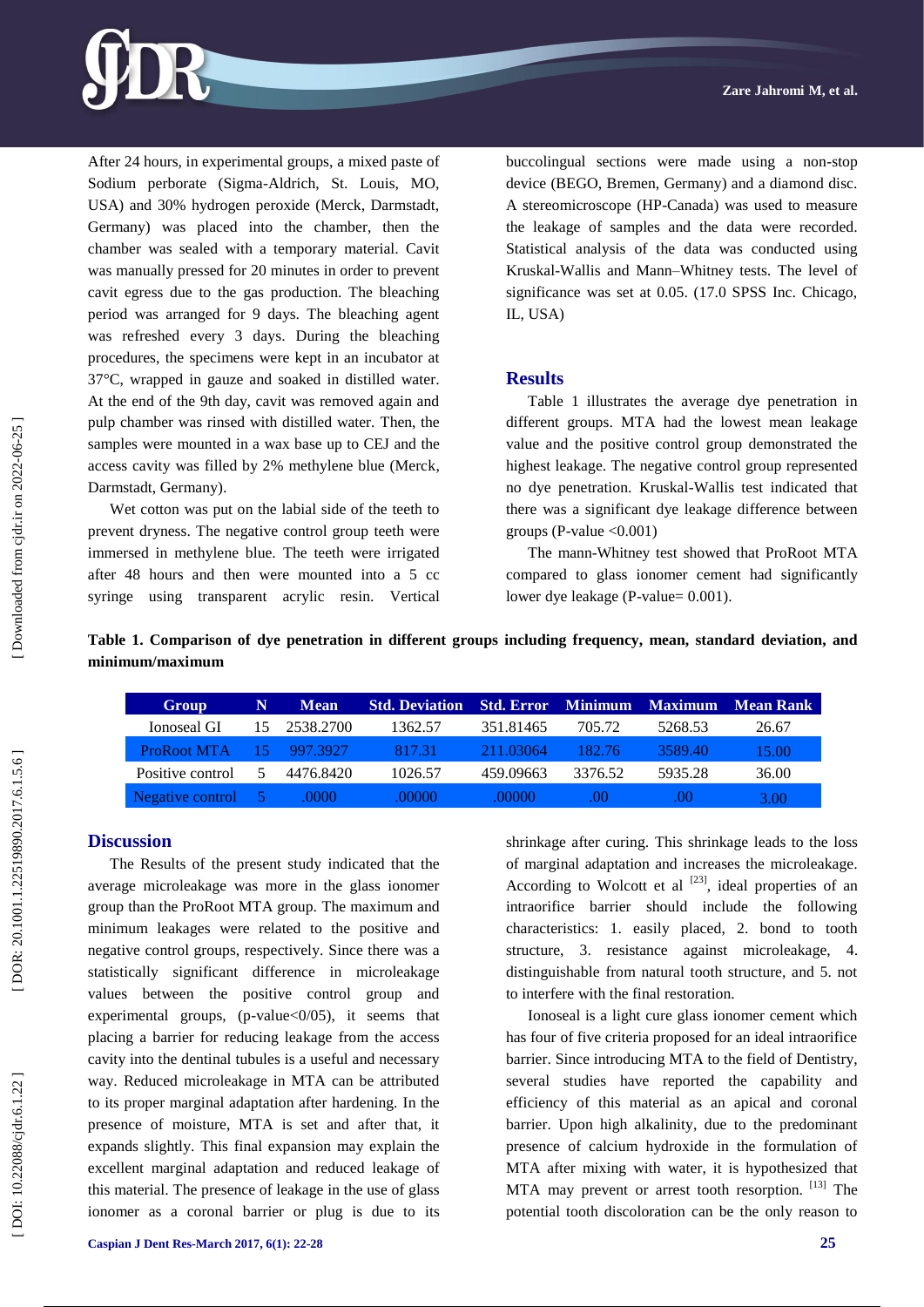After 24 hours, in experimental groups, a mixed paste of Sodium perborate (Sigma-Aldrich, St. Louis, MO, USA) and 30% hydrogen peroxide (Merck, Darmstadt, Germany) was placed into the chamber, then the chamber was sealed with a temporary material. Cavit was manually pressed for 20 minutes in order to prevent cavit egress due to the gas production. The bleaching period was arranged for 9 days. The bleaching agent was refreshed every 3 days. During the bleaching procedures, the specimens were kept in an incubator at 37°C, wrapped in gauze and soaked in distilled water. At the end of the 9th day, cavit was removed again and pulp chamber was rinsed with distilled water. Then, the samples were mounted in a wax base up to CEJ and the access cavity was filled by 2% methylene blue (Merck, Darmstadt, Germany).

Wet cotton was put on the labial side of the teeth to prevent dryness. The negative control group teeth were immersed in methylene blue. The teeth were irrigated after 48 hours and then were mounted into a 5 cc syringe using transparent acrylic resin. Vertical buccolingual sections were made using a non-stop device (BEGO, Bremen, Germany) and a diamond disc. A stereomicroscope (HP-Canada) was used to measure the leakage of samples and the data were recorded. Statistical analysis of the data was conducted using Kruskal-Wallis and Mann–Whitney tests. The level of significance was set at 0.05. (17.0 SPSS Inc. Chicago, IL, USA)

## Results

Table 1 illustrates the average dye penetration in different groups. MTA had the lowest mean leakage value and the positive control group demonstrated the highest leakage. The negative control group represented no dye penetration. Kruskal-Wallis test indicated that there was a significant dye leakage difference between groups (P-value <0.001)

The mann-Whitney test showed that ProRoot MTA compared to glass ionomer cement had significantly lower dye leakage (P-value= 0.001).

**Table 1. Comparison of dye penetration in different groups including frequency, mean, standard deviation, and minimum/maximum**

| Group | N | Mean | Std. Deviation | Std. Error | Minimum | Maximum | Mean Rank |
|---|---|---|---|---|---|---|---|
| Ionoseal GI | 15 | 2538.2700 | 1362.57 | 351.81465 | 705.72 | 5268.53 | 26.67 |
| ProRoot MTA | 15 | 997.3927 | 817.31 | 211.03064 | 182.76 | 3589.40 | 15.00 |
| Positive control | 5 | 4476.8420 | 1026.57 | 459.09663 | 3376.52 | 5935.28 | 36.00 |
| Negative control | 5 | .0000 | .00000 | .00000 | .00 | .00 | 3.00 |

## Discussion

The Results of the present study indicated that the average microleakage was more in the glass ionomer group than the ProRoot MTA group. The maximum and minimum leakages were related to the positive and negative control groups, respectively. Since there was a statistically significant difference in microleakage values between the positive control group and experimental groups, (p-value<0/05), it seems that placing a barrier for reducing leakage from the access cavity into the dentinal tubules is a useful and necessary way. Reduced microleakage in MTA can be attributed to its proper marginal adaptation after hardening. In the presence of moisture, MTA is set and after that, it expands slightly. This final expansion may explain the excellent marginal adaptation and reduced leakage of this material. The presence of leakage in the use of glass ionomer as a coronal barrier or plug is due to its shrinkage after curing. This shrinkage leads to the loss of marginal adaptation and increases the microleakage. According to Wolcott et al [23], ideal properties of an intraorifice barrier should include the following characteristics: 1. easily placed, 2. bond to tooth structure, 3. resistance against microleakage, 4. distinguishable from natural tooth structure, and 5. not to interfere with the final restoration.

Ionoseal is a light cure glass ionomer cement which has four of five criteria proposed for an ideal intraorifice barrier. Since introducing MTA to the field of Dentistry, several studies have reported the capability and efficiency of this material as an apical and coronal barrier. Upon high alkalinity, due to the predominant presence of calcium hydroxide in the formulation of MTA after mixing with water, it is hypothesized that MTA may prevent or arrest tooth resorption. [13] The potential tooth discoloration can be the only reason to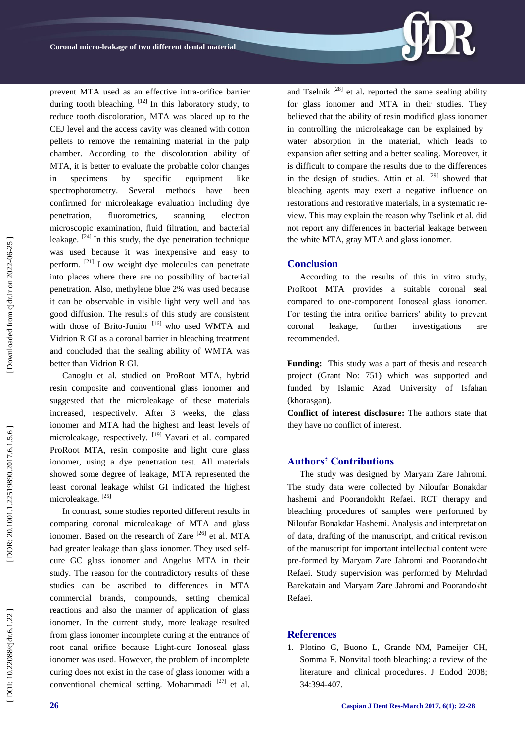prevent MTA used as an effective intra-orifice barrier during tooth bleaching. [12] In this laboratory study, to reduce tooth discoloration, MTA was placed up to the CEJ level and the access cavity was cleaned with cotton pellets to remove the remaining material in the pulp chamber. According to the discoloration ability of MTA, it is better to evaluate the probable color changes in specimens by specific equipment like spectrophotometry. Several methods have been confirmed for microleakage evaluation including dye penetration, fluorometrics, scanning electron microscopic examination, fluid filtration, and bacterial leakage. [24] In this study, the dye penetration technique was used because it was inexpensive and easy to perform. [21] Low weight dye molecules can penetrate into places where there are no possibility of bacterial penetration. Also, methylene blue 2% was used because it can be observable in visible light very well and has good diffusion. The results of this study are consistent with those of Brito-Junior [16] who used WMTA and Vidrion R GI as a coronal barrier in bleaching treatment and concluded that the sealing ability of WMTA was better than Vidrion R GI.

Canoglu et al. studied on ProRoot MTA, hybrid resin composite and conventional glass ionomer and suggested that the microleakage of these materials increased, respectively. After 3 weeks, the glass ionomer and MTA had the highest and least levels of microleakage, respectively. [19] Yavari et al. compared ProRoot MTA, resin composite and light cure glass ionomer, using a dye penetration test. All materials showed some degree of leakage, MTA represented the least coronal leakage whilst GI indicated the highest microleakage. [25]

In contrast, some studies reported different results in comparing coronal microleakage of MTA and glass ionomer. Based on the research of Zare [26] et al. MTA had greater leakage than glass ionomer. They used self-cure GC glass ionomer and Angelus MTA in their study. The reason for the contradictory results of these studies can be ascribed to differences in MTA commercial brands, compounds, setting chemical reactions and also the manner of application of glass ionomer. In the current study, more leakage resulted from glass ionomer incomplete curing at the entrance of root canal orifice because Light-cure Ionoseal glass ionomer was used. However, the problem of incomplete curing does not exist in the case of glass ionomer with a conventional chemical setting. Mohammadi [27] et al. and Tselnik [28] et al. reported the same sealing ability for glass ionomer and MTA in their studies. They believed that the ability of resin modified glass ionomer in controlling the microleakage can be explained by water absorption in the material, which leads to expansion after setting and a better sealing. Moreover, it is difficult to compare the results due to the differences in the design of studies. Attin et al. [29] showed that bleaching agents may exert a negative influence on restorations and restorative materials, in a systematic review. This may explain the reason why Tselink et al. did not report any differences in bacterial leakage between the white MTA, gray MTA and glass ionomer.

## Conclusion

According to the results of this in vitro study, ProRoot MTA provides a suitable coronal seal compared to one-component Ionoseal glass ionomer. For testing the intra orifice barriers' ability to prevent coronal leakage, further investigations are recommended.

**Funding:** This study was a part of thesis and research project (Grant No: 751) which was supported and funded by Islamic Azad University of Isfahan (khorasgan).

**Conflict of interest disclosure:** The authors state that they have no conflict of interest.

## Authors' Contributions

The study was designed by Maryam Zare Jahromi. The study data were collected by Niloufar Bonakdar hashemi and Poorandokht Refaei. RCT therapy and bleaching procedures of samples were performed by Niloufar Bonakdar Hashemi. Analysis and interpretation of data, drafting of the manuscript, and critical revision of the manuscript for important intellectual content were pre-formed by Maryam Zare Jahromi and Poorandokht Refaei. Study supervision was performed by Mehrdad Barekatain and Maryam Zare Jahromi and Poorandokht Refaei.

## References

1. Plotino G, Buono L, Grande NM, Pameijer CH, Somma F. Nonvital tooth bleaching: a review of the literature and clinical procedures. J Endod 2008; 34:394-407.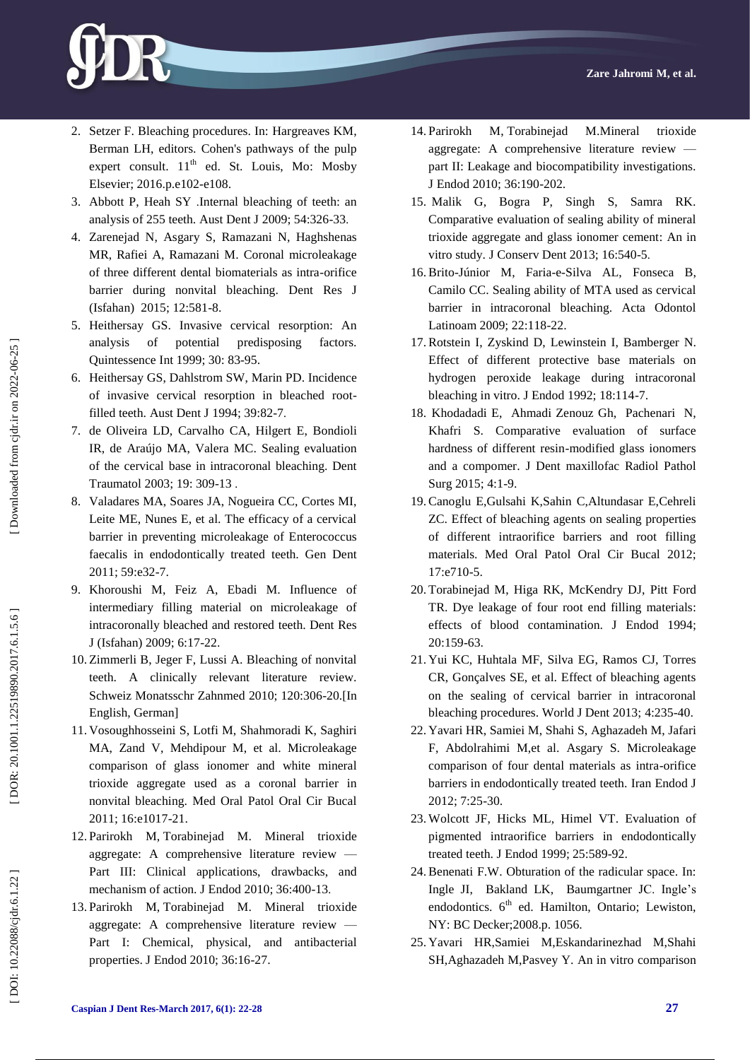2. Setzer F. Bleaching procedures. In: Hargreaves KM, Berman LH, editors. Cohen's pathways of the pulp expert consult. 11th ed. St. Louis, Mo: Mosby Elsevier; 2016.p.e102-e108.
3. Abbott P, Heah SY .Internal bleaching of teeth: an analysis of 255 teeth. Aust Dent J 2009; 54:326-33.
4. Zarenejad N, Asgary S, Ramazani N, Haghshenas MR, Rafiei A, Ramazani M. Coronal microleakage of three different dental biomaterials as intra-orifice barrier during nonvital bleaching. Dent Res J (Isfahan) 2015; 12:581-8.
5. Heithersay GS. Invasive cervical resorption: An analysis of potential predisposing factors. Quintessence Int 1999; 30: 83-95.
6. Heithersay GS, Dahlstrom SW, Marin PD. Incidence of invasive cervical resorption in bleached root-filled teeth. Aust Dent J 1994; 39:82-7.
7. de Oliveira LD, Carvalho CA, Hilgert E, Bondioli IR, de Araújo MA, Valera MC. Sealing evaluation of the cervical base in intracoronal bleaching. Dent Traumatol 2003; 19: 309-13 .
8. Valadares MA, Soares JA, Nogueira CC, Cortes MI, Leite ME, Nunes E, et al. The efficacy of a cervical barrier in preventing microleakage of Enterococcus faecalis in endodontically treated teeth. Gen Dent 2011; 59:e32-7.
9. Khoroushi M, Feiz A, Ebadi M. Influence of intermediary filling material on microleakage of intracoronally bleached and restored teeth. Dent Res J (Isfahan) 2009; 6:17-22.
10. Zimmerli B, Jeger F, Lussi A. Bleaching of nonvital teeth. A clinically relevant literature review. Schweiz Monatsschr Zahnmed 2010; 120:306-20.[In English, German]
11. Vosoughhosseini S, Lotfi M, Shahmoradi K, Saghiri MA, Zand V, Mehdipour M, et al. Microleakage comparison of glass ionomer and white mineral trioxide aggregate used as a coronal barrier in nonvital bleaching. Med Oral Patol Oral Cir Bucal 2011; 16:e1017-21.
12. Parirokh M, Torabinejad M. Mineral trioxide aggregate: A comprehensive literature review — Part III: Clinical applications, drawbacks, and mechanism of action. J Endod 2010; 36:400-13.
13. Parirokh M, Torabinejad M. Mineral trioxide aggregate: A comprehensive literature review — Part I: Chemical, physical, and antibacterial properties. J Endod 2010; 36:16-27.
14. Parirokh M, Torabinejad M.Mineral trioxide aggregate: A comprehensive literature review — part II: Leakage and biocompatibility investigations. J Endod 2010; 36:190-202.
15. Malik G, Bogra P, Singh S, Samra RK. Comparative evaluation of sealing ability of mineral trioxide aggregate and glass ionomer cement: An in vitro study. J Conserv Dent 2013; 16:540-5.
16. Brito-Júnior M, Faria-e-Silva AL, Fonseca B, Camilo CC. Sealing ability of MTA used as cervical barrier in intracoronal bleaching. Acta Odontol Latinoam 2009; 22:118-22.
17. Rotstein I, Zyskind D, Lewinstein I, Bamberger N. Effect of different protective base materials on hydrogen peroxide leakage during intracoronal bleaching in vitro. J Endod 1992; 18:114-7.
18. Khodadadi E, Ahmadi Zenouz Gh, Pachenari N, Khafri S. Comparative evaluation of surface hardness of different resin-modified glass ionomers and a compomer. J Dent maxillofac Radiol Pathol Surg 2015; 4:1-9.
19. Canoglu E,Gulsahi K,Sahin C,Altundasar E,Cehreli ZC. Effect of bleaching agents on sealing properties of different intraorifice barriers and root filling materials. Med Oral Patol Oral Cir Bucal 2012; 17:e710-5.
20. Torabinejad M, Higa RK, McKendry DJ, Pitt Ford TR. Dye leakage of four root end filling materials: effects of blood contamination. J Endod 1994; 20:159-63.
21. Yui KC, Huhtala MF, Silva EG, Ramos CJ, Torres CR, Gonçalves SE, et al. Effect of bleaching agents on the sealing of cervical barrier in intracoronal bleaching procedures. World J Dent 2013; 4:235-40.
22. Yavari HR, Samiei M, Shahi S, Aghazadeh M, Jafari F, Abdolrahimi M,et al. Asgary S. Microleakage comparison of four dental materials as intra-orifice barriers in endodontically treated teeth. Iran Endod J 2012; 7:25-30.
23. Wolcott JF, Hicks ML, Himel VT. Evaluation of pigmented intraorifice barriers in endodontically treated teeth. J Endod 1999; 25:589-92.
24. Benenati F.W. Obturation of the radicular space. In: Ingle JI, Bakland LK, Baumgartner JC. Ingle's endodontics. 6th ed. Hamilton, Ontario; Lewiston, NY: BC Decker;2008.p. 1056.
25. Yavari HR,Samiei M,Eskandarinezhad M,Shahi SH,Aghazadeh M,Pasvey Y. An in vitro comparison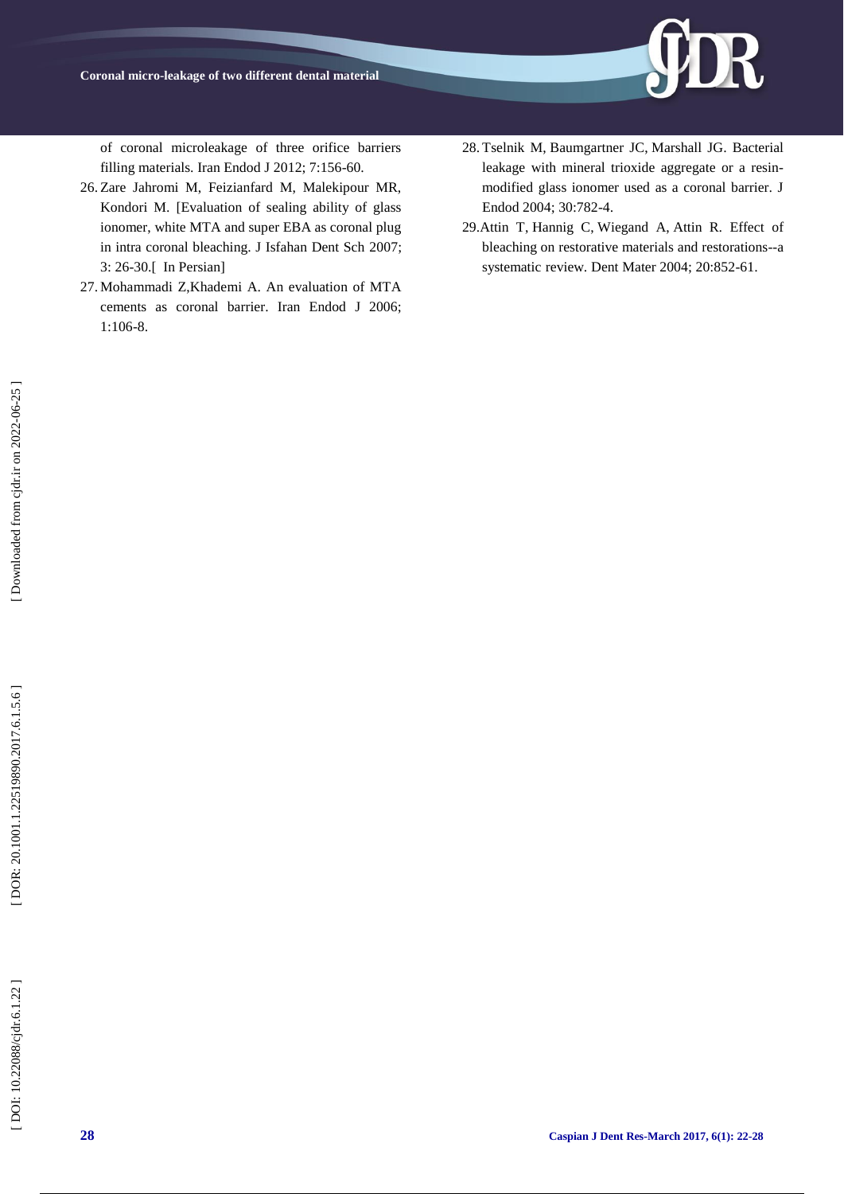of coronal microleakage of three orifice barriers filling materials. Iran Endod J 2012; 7:156-60.

26. Zare Jahromi M, Feizianfard M, Malekipour MR, Kondori M. [Evaluation of sealing ability of glass ionomer, white MTA and super EBA as coronal plug in intra coronal bleaching. J Isfahan Dent Sch 2007; 3: 26-30.[ In Persian]
27. Mohammadi Z,Khademi A. An evaluation of MTA cements as coronal barrier. Iran Endod J 2006; 1:106-8.
28. Tselnik M, Baumgartner JC, Marshall JG. Bacterial leakage with mineral trioxide aggregate or a resin-modified glass ionomer used as a coronal barrier. J Endod 2004; 30:782-4.
29. Attin T, Hannig C, Wiegand A, Attin R. Effect of bleaching on restorative materials and restorations--a systematic review. Dent Mater 2004; 20:852-61.